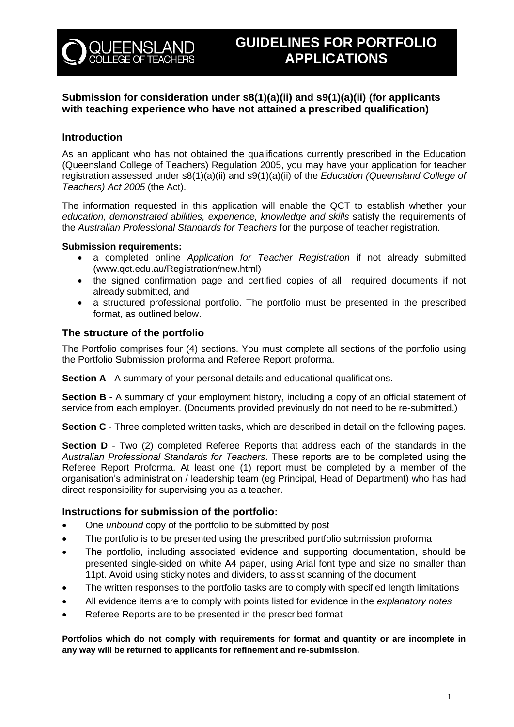QUEENSLAND COLLEGE OF TEACHERS

# GUIDELINES FOR PORTFOLIO APPLICATIONS

### Submission for consideration under s8(1)(a)(ii) and s9(1)(a)(ii) (for applicants with teaching experience who have not attained a prescribed qualification)

## Introduction

As an applicant who has not obtained the qualifications currently prescribed in the Education (Queensland College of Teachers) Regulation 2005, you may have your application for teacher registration assessed under s8(1)(a)(ii) and s9(1)(a)(ii) of the *Education (Queensland College of Teachers) Act 2005* (the Act).

The information requested in this application will enable the QCT to establish whether your *education, demonstrated abilities, experience, knowledge and skills* satisfy the requirements of the *Australian Professional Standards for Teachers* for the purpose of teacher registration.

**Submission requirements:**

- a completed online *Application for Teacher Registration* if not already submitted (www.qct.edu.au/Registration/new.html)
- the signed confirmation page and certified copies of all required documents if not already submitted, and
- a structured professional portfolio. The portfolio must be presented in the prescribed format, as outlined below.

## The structure of the portfolio

The Portfolio comprises four (4) sections. You must complete all sections of the portfolio using the Portfolio Submission proforma and Referee Report proforma.

**Section A** - A summary of your personal details and educational qualifications.

**Section B** - A summary of your employment history, including a copy of an official statement of service from each employer. (Documents provided previously do not need to be re-submitted.)

**Section C** - Three completed written tasks, which are described in detail on the following pages.

**Section D** - Two (2) completed Referee Reports that address each of the standards in the *Australian Professional Standards for Teachers*. These reports are to be completed using the Referee Report Proforma. At least one (1) report must be completed by a member of the organisation's administration / leadership team (eg Principal, Head of Department) who has had direct responsibility for supervising you as a teacher.

## Instructions for submission of the portfolio:

- One *unbound* copy of the portfolio to be submitted by post
- The portfolio is to be presented using the prescribed portfolio submission proforma
- The portfolio, including associated evidence and supporting documentation, should be presented single-sided on white A4 paper, using Arial font type and size no smaller than 11pt. Avoid using sticky notes and dividers, to assist scanning of the document
- The written responses to the portfolio tasks are to comply with specified length limitations
- All evidence items are to comply with points listed for evidence in the *explanatory notes*
- Referee Reports are to be presented in the prescribed format

**Portfolios which do not comply with requirements for format and quantity or are incomplete in any way will be returned to applicants for refinement and re-submission.**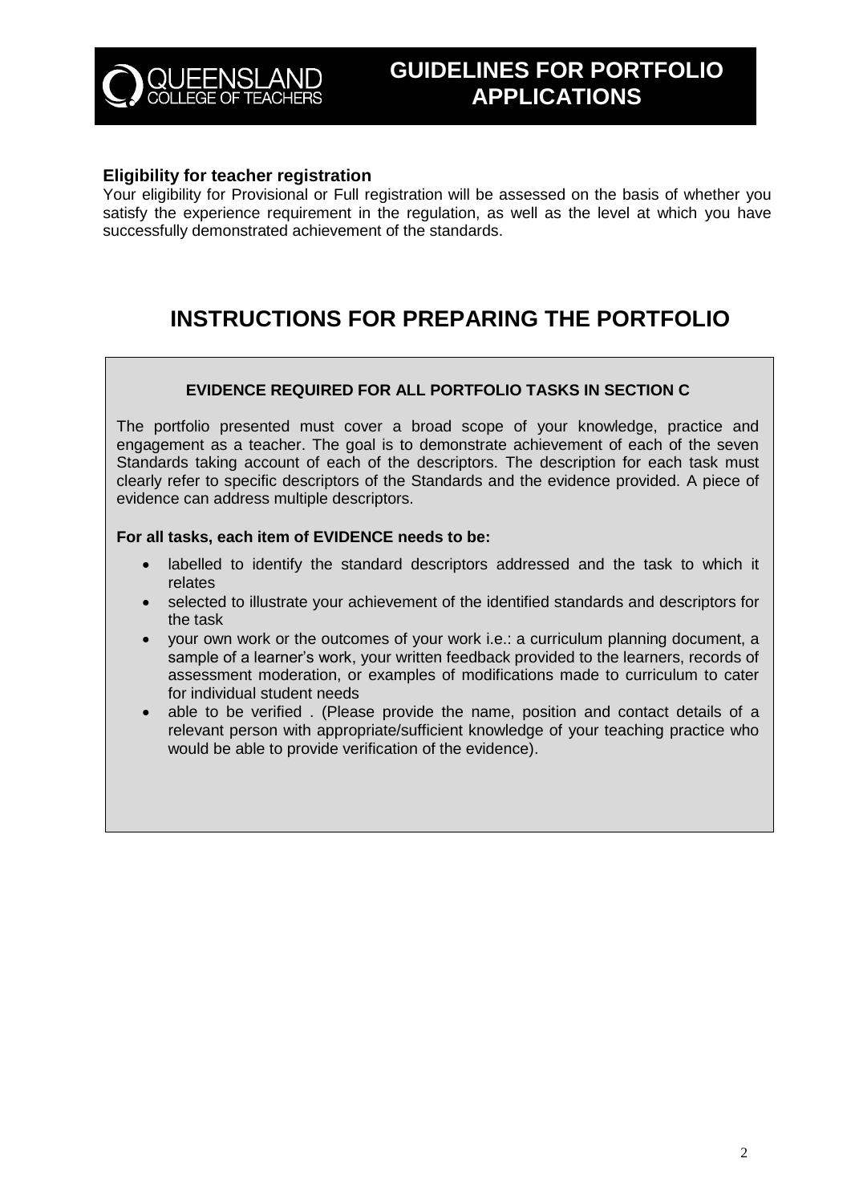## Eligibility for teacher registration

Your eligibility for Provisional or Full registration will be assessed on the basis of whether you satisfy the experience requirement in the regulation, as well as the level at which you have successfully demonstrated achievement of the standards.

# INSTRUCTIONS FOR PREPARING THE PORTFOLIO

### EVIDENCE REQUIRED FOR ALL PORTFOLIO TASKS IN SECTION C

The portfolio presented must cover a broad scope of your knowledge, practice and engagement as a teacher. The goal is to demonstrate achievement of each of the seven Standards taking account of each of the descriptors. The description for each task must clearly refer to specific descriptors of the Standards and the evidence provided. A piece of evidence can address multiple descriptors.

**For all tasks, each item of EVIDENCE needs to be:**

- labelled to identify the standard descriptors addressed and the task to which it relates
- selected to illustrate your achievement of the identified standards and descriptors for the task
- your own work or the outcomes of your work i.e.: a curriculum planning document, a sample of a learner's work, your written feedback provided to the learners, records of assessment moderation, or examples of modifications made to curriculum to cater for individual student needs
- able to be verified . (Please provide the name, position and contact details of a relevant person with appropriate/sufficient knowledge of your teaching practice who would be able to provide verification of the evidence).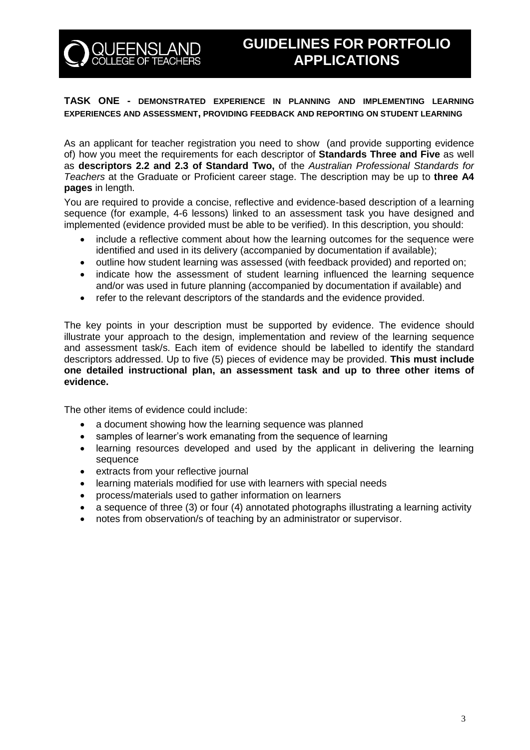# GUIDELINES FOR PORTFOLIO APPLICATIONS

## TASK ONE - DEMONSTRATED EXPERIENCE IN PLANNING AND IMPLEMENTING LEARNING EXPERIENCES AND ASSESSMENT, PROVIDING FEEDBACK AND REPORTING ON STUDENT LEARNING

As an applicant for teacher registration you need to show (and provide supporting evidence of) how you meet the requirements for each descriptor of **Standards Three and Five** as well as **descriptors 2.2 and 2.3 of Standard Two,** of the *Australian Professional Standards for Teachers* at the Graduate or Proficient career stage. The description may be up to **three A4 pages** in length.

You are required to provide a concise, reflective and evidence-based description of a learning sequence (for example, 4-6 lessons) linked to an assessment task you have designed and implemented (evidence provided must be able to be verified). In this description, you should:

- include a reflective comment about how the learning outcomes for the sequence were identified and used in its delivery (accompanied by documentation if available);
- outline how student learning was assessed (with feedback provided) and reported on;
- indicate how the assessment of student learning influenced the learning sequence and/or was used in future planning (accompanied by documentation if available) and
- refer to the relevant descriptors of the standards and the evidence provided.

The key points in your description must be supported by evidence. The evidence should illustrate your approach to the design, implementation and review of the learning sequence and assessment task/s. Each item of evidence should be labelled to identify the standard descriptors addressed. Up to five (5) pieces of evidence may be provided. **This must include one detailed instructional plan, an assessment task and up to three other items of evidence.**

The other items of evidence could include:

- a document showing how the learning sequence was planned
- samples of learner's work emanating from the sequence of learning
- learning resources developed and used by the applicant in delivering the learning sequence
- extracts from your reflective journal
- learning materials modified for use with learners with special needs
- process/materials used to gather information on learners
- a sequence of three (3) or four (4) annotated photographs illustrating a learning activity
- notes from observation/s of teaching by an administrator or supervisor.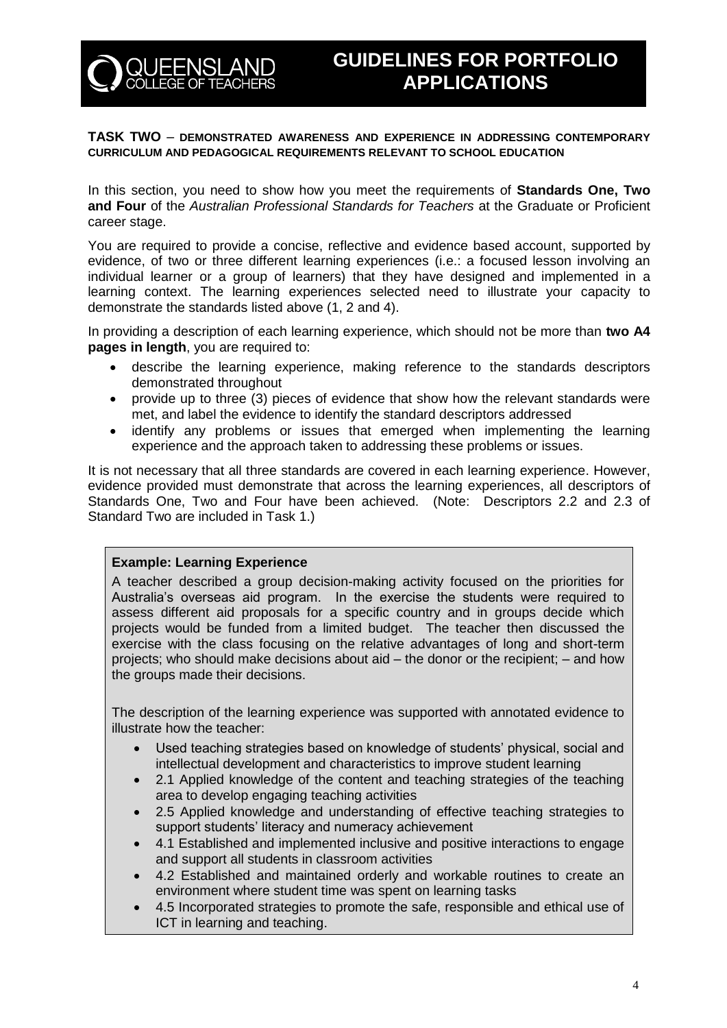# GUIDELINES FOR PORTFOLIO APPLICATIONS

**TASK TWO** – **DEMONSTRATED AWARENESS AND EXPERIENCE IN ADDRESSING CONTEMPORARY CURRICULUM AND PEDAGOGICAL REQUIREMENTS RELEVANT TO SCHOOL EDUCATION**

In this section, you need to show how you meet the requirements of **Standards One, Two and Four** of the *Australian Professional Standards for Teachers* at the Graduate or Proficient career stage.

You are required to provide a concise, reflective and evidence based account, supported by evidence, of two or three different learning experiences (i.e.: a focused lesson involving an individual learner or a group of learners) that they have designed and implemented in a learning context. The learning experiences selected need to illustrate your capacity to demonstrate the standards listed above (1, 2 and 4).

In providing a description of each learning experience, which should not be more than **two A4 pages in length**, you are required to:

- describe the learning experience, making reference to the standards descriptors demonstrated throughout
- provide up to three (3) pieces of evidence that show how the relevant standards were met, and label the evidence to identify the standard descriptors addressed
- identify any problems or issues that emerged when implementing the learning experience and the approach taken to addressing these problems or issues.

It is not necessary that all three standards are covered in each learning experience. However, evidence provided must demonstrate that across the learning experiences, all descriptors of Standards One, Two and Four have been achieved. (Note: Descriptors 2.2 and 2.3 of Standard Two are included in Task 1.)

**Example: Learning Experience**

A teacher described a group decision-making activity focused on the priorities for Australia's overseas aid program. In the exercise the students were required to assess different aid proposals for a specific country and in groups decide which projects would be funded from a limited budget. The teacher then discussed the exercise with the class focusing on the relative advantages of long and short-term projects; who should make decisions about aid – the donor or the recipient; – and how the groups made their decisions.

The description of the learning experience was supported with annotated evidence to illustrate how the teacher:

- Used teaching strategies based on knowledge of students' physical, social and intellectual development and characteristics to improve student learning
- 2.1 Applied knowledge of the content and teaching strategies of the teaching area to develop engaging teaching activities
- 2.5 Applied knowledge and understanding of effective teaching strategies to support students' literacy and numeracy achievement
- 4.1 Established and implemented inclusive and positive interactions to engage and support all students in classroom activities
- 4.2 Established and maintained orderly and workable routines to create an environment where student time was spent on learning tasks
- 4.5 Incorporated strategies to promote the safe, responsible and ethical use of ICT in learning and teaching.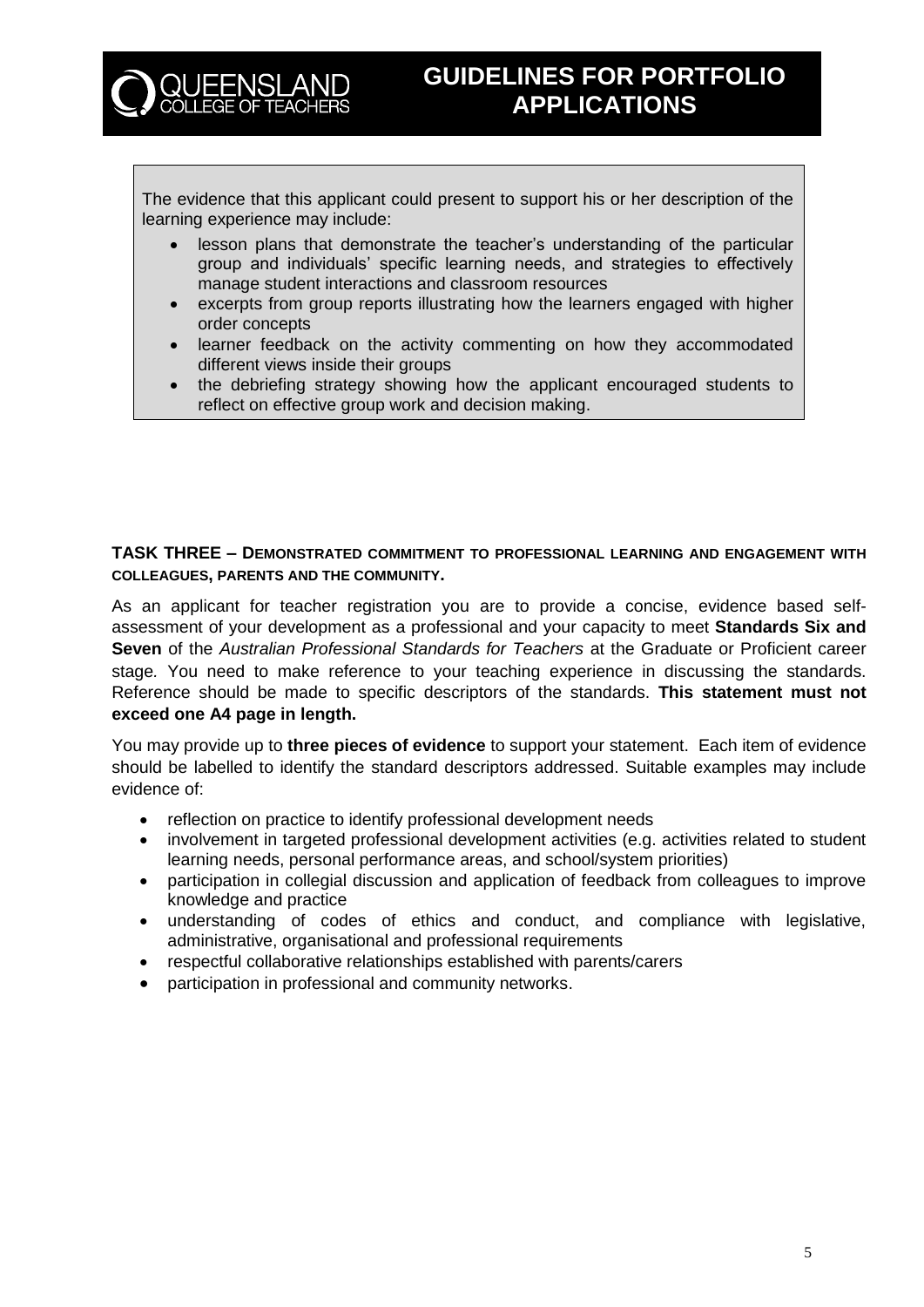The evidence that this applicant could present to support his or her description of the learning experience may include:

- lesson plans that demonstrate the teacher's understanding of the particular group and individuals' specific learning needs, and strategies to effectively manage student interactions and classroom resources
- excerpts from group reports illustrating how the learners engaged with higher order concepts
- learner feedback on the activity commenting on how they accommodated different views inside their groups
- the debriefing strategy showing how the applicant encouraged students to reflect on effective group work and decision making.

### TASK THREE – DEMONSTRATED COMMITMENT TO PROFESSIONAL LEARNING AND ENGAGEMENT WITH COLLEAGUES, PARENTS AND THE COMMUNITY.

As an applicant for teacher registration you are to provide a concise, evidence based self-assessment of your development as a professional and your capacity to meet **Standards Six and Seven** of the *Australian Professional Standards for Teachers* at the Graduate or Proficient career stage. You need to make reference to your teaching experience in discussing the standards. Reference should be made to specific descriptors of the standards. **This statement must not exceed one A4 page in length.**

You may provide up to **three pieces of evidence** to support your statement. Each item of evidence should be labelled to identify the standard descriptors addressed. Suitable examples may include evidence of:

- reflection on practice to identify professional development needs
- involvement in targeted professional development activities (e.g. activities related to student learning needs, personal performance areas, and school/system priorities)
- participation in collegial discussion and application of feedback from colleagues to improve knowledge and practice
- understanding of codes of ethics and conduct, and compliance with legislative, administrative, organisational and professional requirements
- respectful collaborative relationships established with parents/carers
- participation in professional and community networks.